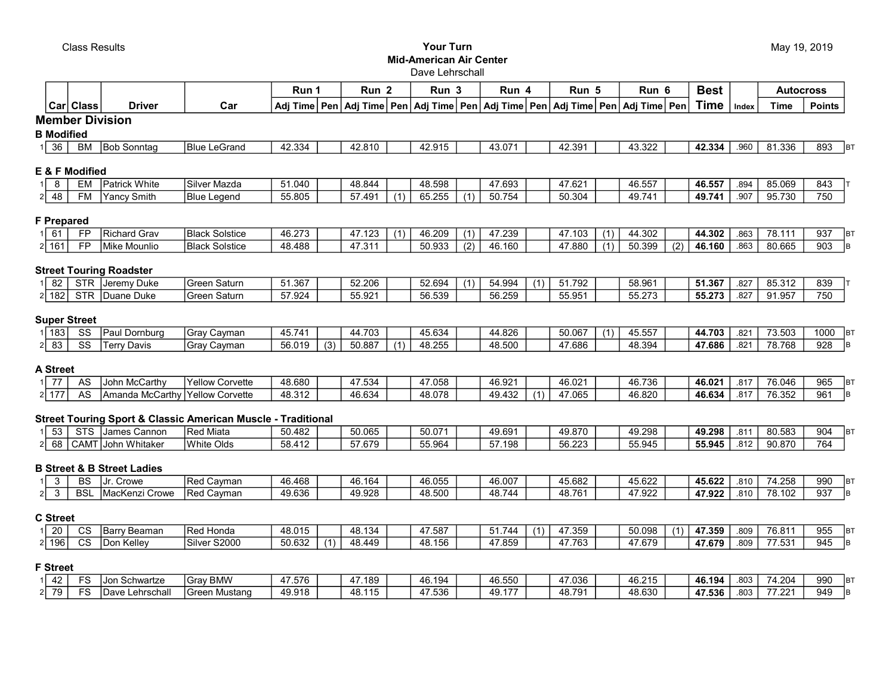Class Results

**Your Turn**
**Mid-American Air Center**
Dave Lehrschall

May 19, 2019

| | Car | Class | Driver | Car | Run 1 | | Run 2 | | Run 3 | | Run 4 | | Run 5 | | Run 6 | | Best Time | Index | Autocross | | |
|---|---|---|---|---|---|---|---|---|---|---|---|---|---|---|---|---|---|---|---|---|---|
| | | | | | Adj Time | Pen | Adj Time | Pen | Adj Time | Pen | Adj Time | Pen | Adj Time | Pen | Adj Time | Pen | | | Time | Points | |
| **Member Division** | | | | | | | | | | | | | | | | | | | | | |
| **B Modified** | | | | | | | | | | | | | | | | | | | | | |
| 1 | 36 | BM | Bob Sonntag | Blue LeGrand | 42.334 | | 42.810 | | 42.915 | | 43.071 | | 42.391 | | 43.322 | | **42.334** | .960 | 81.336 | 893 | BT |
| **E & F Modified** | | | | | | | | | | | | | | | | | | | | | |
| 1 | 8 | EM | Patrick White | Silver Mazda | 51.040 | | 48.844 | | 48.598 | | 47.693 | | 47.621 | | 46.557 | | **46.557** | .894 | 85.069 | 843 | T |
| 2 | 48 | FM | Yancy Smith | Blue Legend | 55.805 | | 57.491 | (1) | 65.255 | (1) | 50.754 | | 50.304 | | 49.741 | | **49.741** | .907 | 95.730 | 750 | |
| **F Prepared** | | | | | | | | | | | | | | | | | | | | | |
| 1 | 61 | FP | Richard Grav | Black Solstice | 46.273 | | 47.123 | (1) | 46.209 | (1) | 47.239 | | 47.103 | (1) | 44.302 | | **44.302** | .863 | 78.111 | 937 | BT |
| 2 | 161 | FP | Mike Mounlio | Black Solstice | 48.488 | | 47.311 | | 50.933 | (2) | 46.160 | | 47.880 | (1) | 50.399 | (2) | **46.160** | .863 | 80.665 | 903 | B |
| **Street Touring Roadster** | | | | | | | | | | | | | | | | | | | | | |
| 1 | 82 | STR | Jeremy Duke | Green Saturn | 51.367 | | 52.206 | | 52.694 | (1) | 54.994 | (1) | 51.792 | | 58.961 | | **51.367** | .827 | 85.312 | 839 | T |
| 2 | 182 | STR | Duane Duke | Green Saturn | 57.924 | | 55.921 | | 56.539 | | 56.259 | | 55.951 | | 55.273 | | **55.273** | .827 | 91.957 | 750 | |
| **Super Street** | | | | | | | | | | | | | | | | | | | | | |
| 1 | 183 | SS | Paul Dornburg | Gray Cayman | 45.741 | | 44.703 | | 45.634 | | 44.826 | | 50.067 | (1) | 45.557 | | **44.703** | .821 | 73.503 | 1000 | BT |
| 2 | 83 | SS | Terry Davis | Gray Cayman | 56.019 | (3) | 50.887 | (1) | 48.255 | | 48.500 | | 47.686 | | 48.394 | | **47.686** | .821 | 78.768 | 928 | B |
| **A Street** | | | | | | | | | | | | | | | | | | | | | |
| 1 | 77 | AS | John McCarthy | Yellow Corvette | 48.680 | | 47.534 | | 47.058 | | 46.921 | | 46.021 | | 46.736 | | **46.021** | .817 | 76.046 | 965 | BT |
| 2 | 177 | AS | Amanda McCarthy | Yellow Corvette | 48.312 | | 46.634 | | 48.078 | | 49.432 | (1) | 47.065 | | 46.820 | | **46.634** | .817 | 76.352 | 961 | B |
| **Street Touring Sport & Classic American Muscle - Traditional** | | | | | | | | | | | | | | | | | | | | | |
| 1 | 53 | STS | James Cannon | Red Miata | 50.482 | | 50.065 | | 50.071 | | 49.691 | | 49.870 | | 49.298 | | **49.298** | .811 | 80.583 | 904 | BT |
| 2 | 68 | CAMT | John Whitaker | White Olds | 58.412 | | 57.679 | | 55.964 | | 57.198 | | 56.223 | | 55.945 | | **55.945** | .812 | 90.870 | 764 | |
| **B Street & B Street Ladies** | | | | | | | | | | | | | | | | | | | | | |
| 1 | 3 | BS | Jr. Crowe | Red Cayman | 46.468 | | 46.164 | | 46.055 | | 46.007 | | 45.682 | | 45.622 | | **45.622** | .810 | 74.258 | 990 | BT |
| 2 | 3 | BSL | MacKenzi Crowe | Red Cayman | 49.636 | | 49.928 | | 48.500 | | 48.744 | | 48.761 | | 47.922 | | **47.922** | .810 | 78.102 | 937 | B |
| **C Street** | | | | | | | | | | | | | | | | | | | | | |
| 1 | 20 | CS | Barry Beaman | Red Honda | 48.015 | | 48.134 | | 47.587 | | 51.744 | (1) | 47.359 | | 50.098 | (1) | **47.359** | .809 | 76.811 | 955 | BT |
| 2 | 196 | CS | Don Kelley | Silver S2000 | 50.632 | (1) | 48.449 | | 48.156 | | 47.859 | | 47.763 | | 47.679 | | **47.679** | .809 | 77.531 | 945 | B |
| **F Street** | | | | | | | | | | | | | | | | | | | | | |
| 1 | 42 | FS | Jon Schwartze | Gray BMW | 47.576 | | 47.189 | | 46.194 | | 46.550 | | 47.036 | | 46.215 | | **46.194** | .803 | 74.204 | 990 | BT |
| 2 | 79 | FS | Dave Lehrschall | Green Mustang | 49.918 | | 48.115 | | 47.536 | | 49.177 | | 48.791 | | 48.630 | | **47.536** | .803 | 77.221 | 949 | B |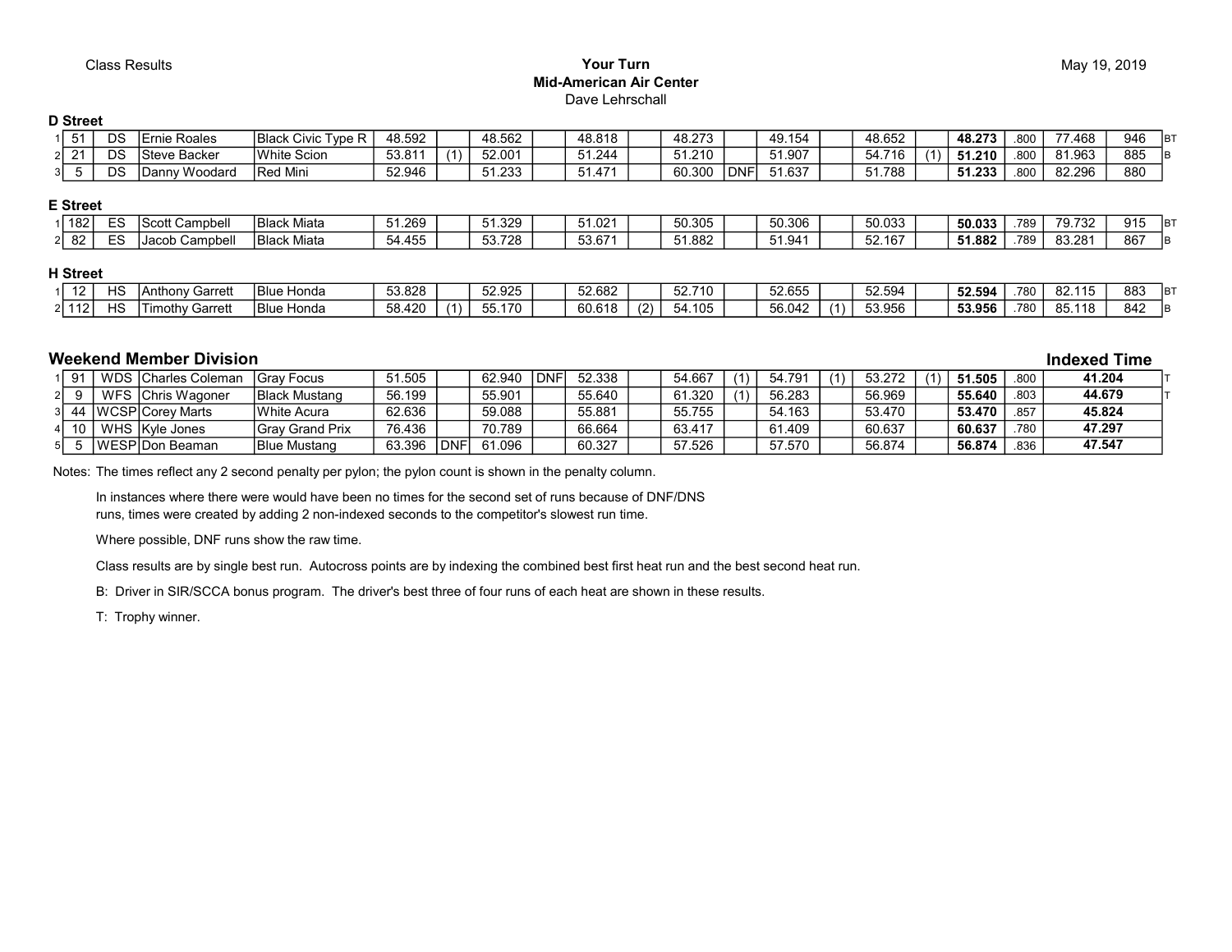Class Results

**Your Turn**
**Mid-American Air Center**
Dave Lehrschall

May 19, 2019

### D Street

| | | | | | | | | | | | | | | | | | | | | | | |
|---|---|---|---|---|---|---|---|---|---|---|---|---|---|---|---|---|---|---|---|---|---|---|
| 1 | 51 | DS | Ernie Roales | Black Civic Type R | 48.592 | | 48.562 | | 48.818 | | 48.273 | | 49.154 | | 48.652 | | **48.273** | .800 | 77.468 | 946 | BT |
| 2 | 21 | DS | Steve Backer | White Scion | 53.811 | (1) | 52.001 | | 51.244 | | 51.210 | | 51.907 | | 54.716 | (1) | **51.210** | .800 | 81.963 | 885 | B |
| 3 | 5 | DS | Danny Woodard | Red Mini | 52.946 | | 51.233 | | 51.471 | | 60.300 | DNF | 51.637 | | 51.788 | | **51.233** | .800 | 82.296 | 880 | |

### E Street

| | | | | | | | | | | | | | | | | | | | | | | |
|---|---|---|---|---|---|---|---|---|---|---|---|---|---|---|---|---|---|---|---|---|---|---|
| 1 | 182 | ES | Scott Campbell | Black Miata | 51.269 | | 51.329 | | 51.021 | | 50.305 | | 50.306 | | 50.033 | | **50.033** | .789 | 79.732 | 915 | BT |
| 2 | 82 | ES | Jacob Campbell | Black Miata | 54.455 | | 53.728 | | 53.671 | | 51.882 | | 51.941 | | 52.167 | | **51.882** | .789 | 83.281 | 867 | B |

### H Street

| | | | | | | | | | | | | | | | | | | | | | | |
|---|---|---|---|---|---|---|---|---|---|---|---|---|---|---|---|---|---|---|---|---|---|---|
| 1 | 12 | HS | Anthony Garrett | Blue Honda | 53.828 | | 52.925 | | 52.682 | | 52.710 | | 52.655 | | 52.594 | | **52.594** | .780 | 82.115 | 883 | BT |
| 2 | 112 | HS | Timothy Garrett | Blue Honda | 58.420 | (1) | 55.170 | | 60.618 | (2) | 54.105 | | 56.042 | (1) | 53.956 | | **53.956** | .780 | 85.118 | 842 | B |

## Weekend Member Division

| | | | | | | | | | | | | | | | | | | | Indexed Time | |
|---|---|---|---|---|---|---|---|---|---|---|---|---|---|---|---|---|---|---|---|---|
| 1 | 91 | WDS | Charles Coleman | Gray Focus | 51.505 | | 62.940 | DNF | 52.338 | | 54.667 | (1) | 54.791 | (1) | 53.272 | (1) | **51.505** | .800 | **41.204** | T |
| 2 | 9 | WFS | Chris Wagoner | Black Mustang | 56.199 | | 55.901 | | 55.640 | | 61.320 | (1) | 56.283 | | 56.969 | | **55.640** | .803 | **44.679** | T |
| 3 | 44 | WCSP | Corey Marts | White Acura | 62.636 | | 59.088 | | 55.881 | | 55.755 | | 54.163 | | 53.470 | | **53.470** | .857 | **45.824** | |
| 4 | 10 | WHS | Kyle Jones | Gray Grand Prix | 76.436 | | 70.789 | | 66.664 | | 63.417 | | 61.409 | | 60.637 | | **60.637** | .780 | **47.297** | |
| 5 | 5 | WESP | Don Beaman | Blue Mustang | 63.396 | DNF | 61.096 | | 60.327 | | 57.526 | | 57.570 | | 56.874 | | **56.874** | .836 | **47.547** | |

Notes: The times reflect any 2 second penalty per pylon; the pylon count is shown in the penalty column.

In instances where there were would have been no times for the second set of runs because of DNF/DNS runs, times were created by adding 2 non-indexed seconds to the competitor's slowest run time.

Where possible, DNF runs show the raw time.

Class results are by single best run. Autocross points are by indexing the combined best first heat run and the best second heat run.

B: Driver in SIR/SCCA bonus program. The driver's best three of four runs of each heat are shown in these results.

T: Trophy winner.